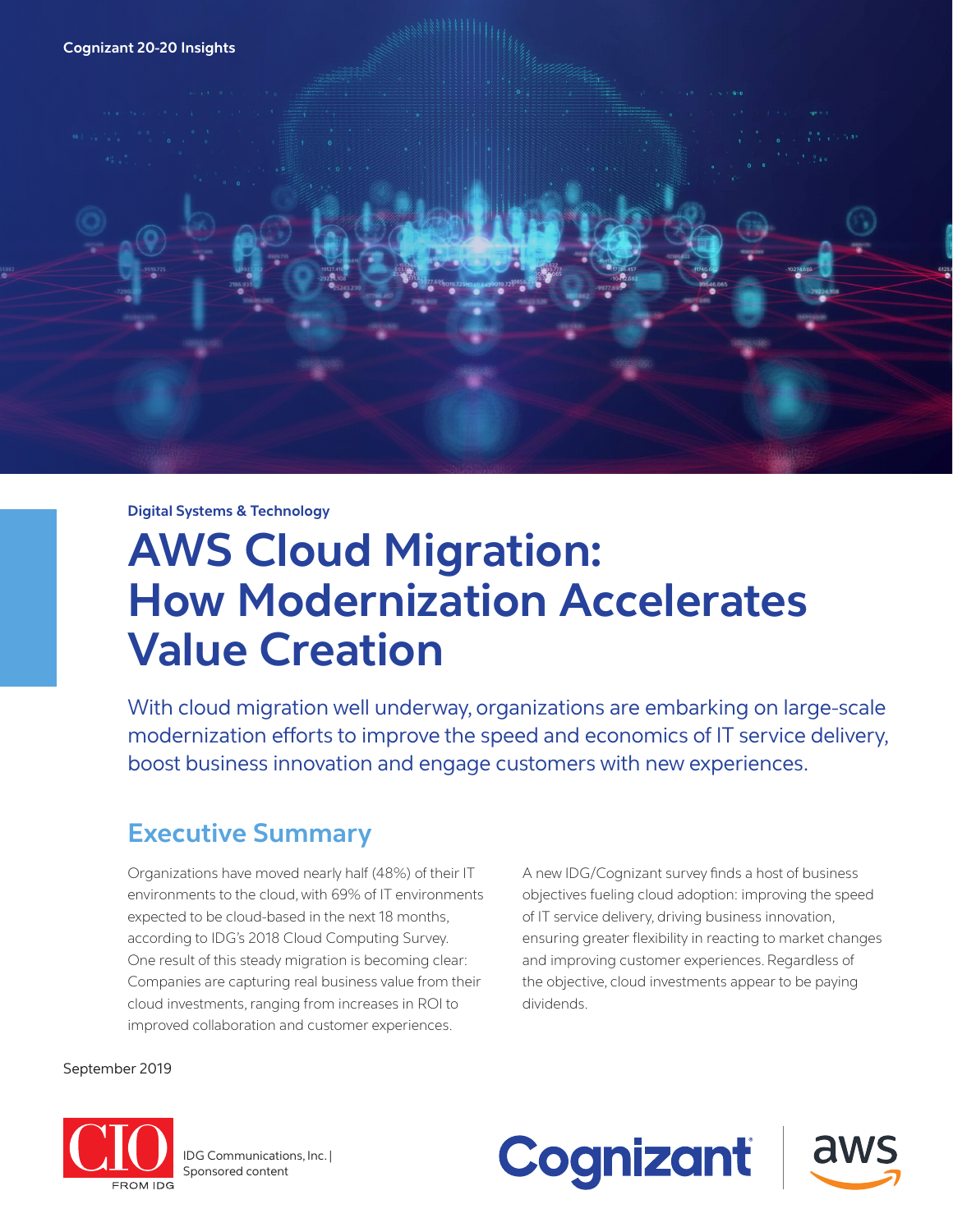Cognizant 20-20 Insights

Digital Systems & Technology

# AWS Cloud Migration: How Modernization Accelerates Value Creation

With cloud migration well underway, organizations are embarking on large-scale modernization efforts to improve the speed and economics of IT service delivery, boost business innovation and engage customers with new experiences.

## Executive Summary

Organizations have moved nearly half (48%) of their IT environments to the cloud, with 69% of IT environments expected to be cloud-based in the next 18 months, according to IDG's 2018 Cloud Computing Survey. One result of this steady migration is becoming clear: Companies are capturing real business value from their cloud investments, ranging from increases in ROI to improved collaboration and customer experiences.

A new IDG/Cognizant survey finds a host of business objectives fueling cloud adoption: improving the speed of IT service delivery, driving business innovation, ensuring greater flexibility in reacting to market changes and improving customer experiences. Regardless of the objective, cloud investments appear to be paying dividends.

September 2019

IDG Communications, Inc. | Sponsored content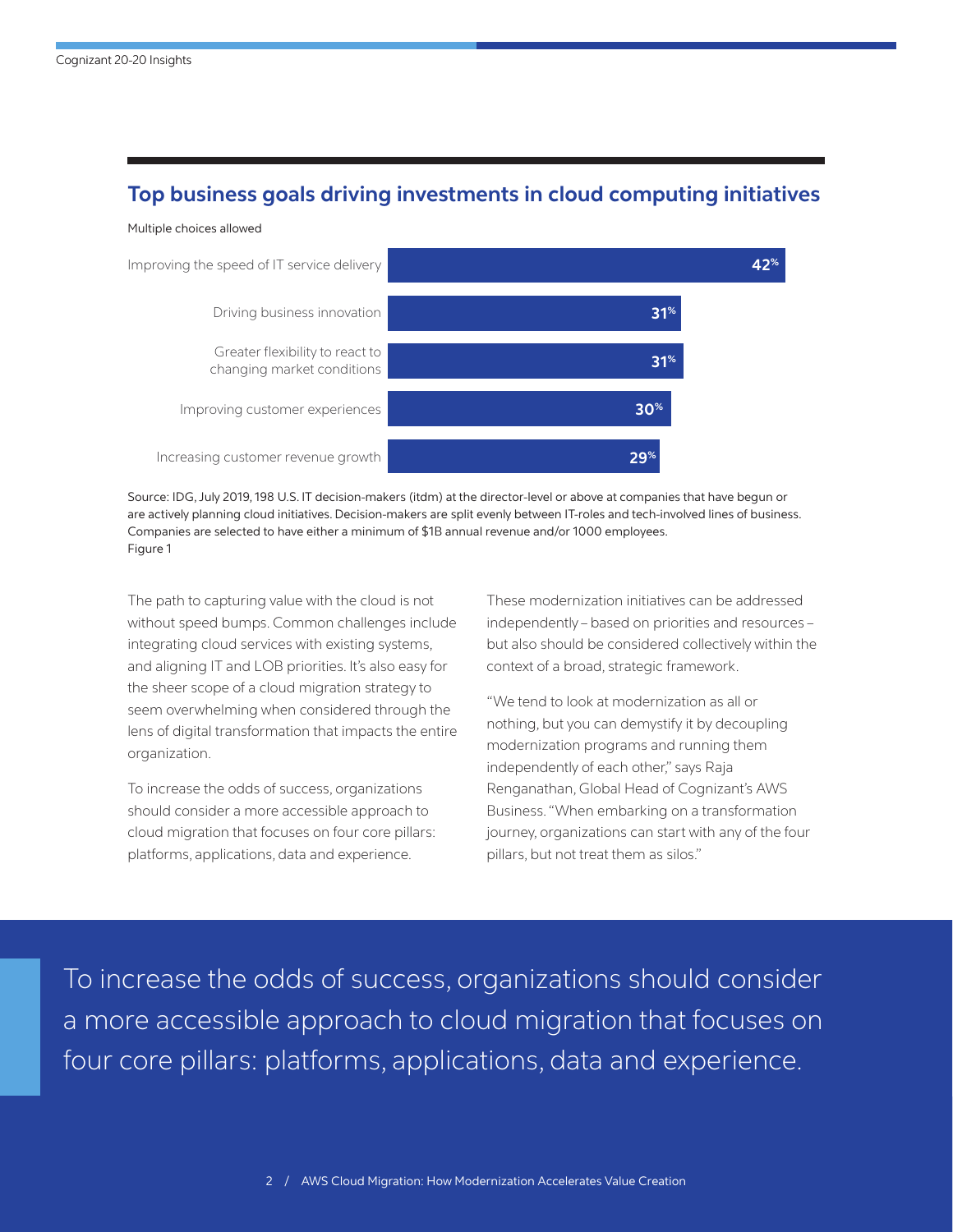## Top business goals driving investments in cloud computing initiatives

Multiple choices allowed

| Business goal | % |
| --- | --- |
| Improving the speed of IT service delivery | 42% |
| Driving business innovation | 31% |
| Greater flexibility to react to changing market conditions | 31% |
| Improving customer experiences | 30% |
| Increasing customer revenue growth | 29% |

Source: IDG, July 2019, 198 U.S. IT decision-makers (itdm) at the director-level or above at companies that have begun or are actively planning cloud initiatives. Decision-makers are split evenly between IT-roles and tech-involved lines of business. Companies are selected to have either a minimum of $1B annual revenue and/or 1000 employees.
Figure 1

The path to capturing value with the cloud is not without speed bumps. Common challenges include integrating cloud services with existing systems, and aligning IT and LOB priorities. It's also easy for the sheer scope of a cloud migration strategy to seem overwhelming when considered through the lens of digital transformation that impacts the entire organization.

To increase the odds of success, organizations should consider a more accessible approach to cloud migration that focuses on four core pillars: platforms, applications, data and experience.

These modernization initiatives can be addressed independently – based on priorities and resources – but also should be considered collectively within the context of a broad, strategic framework.

"We tend to look at modernization as all or nothing, but you can demystify it by decoupling modernization programs and running them independently of each other," says Raja Renganathan, Global Head of Cognizant's AWS Business. "When embarking on a transformation journey, organizations can start with any of the four pillars, but not treat them as silos."

> To increase the odds of success, organizations should consider a more accessible approach to cloud migration that focuses on four core pillars: platforms, applications, data and experience.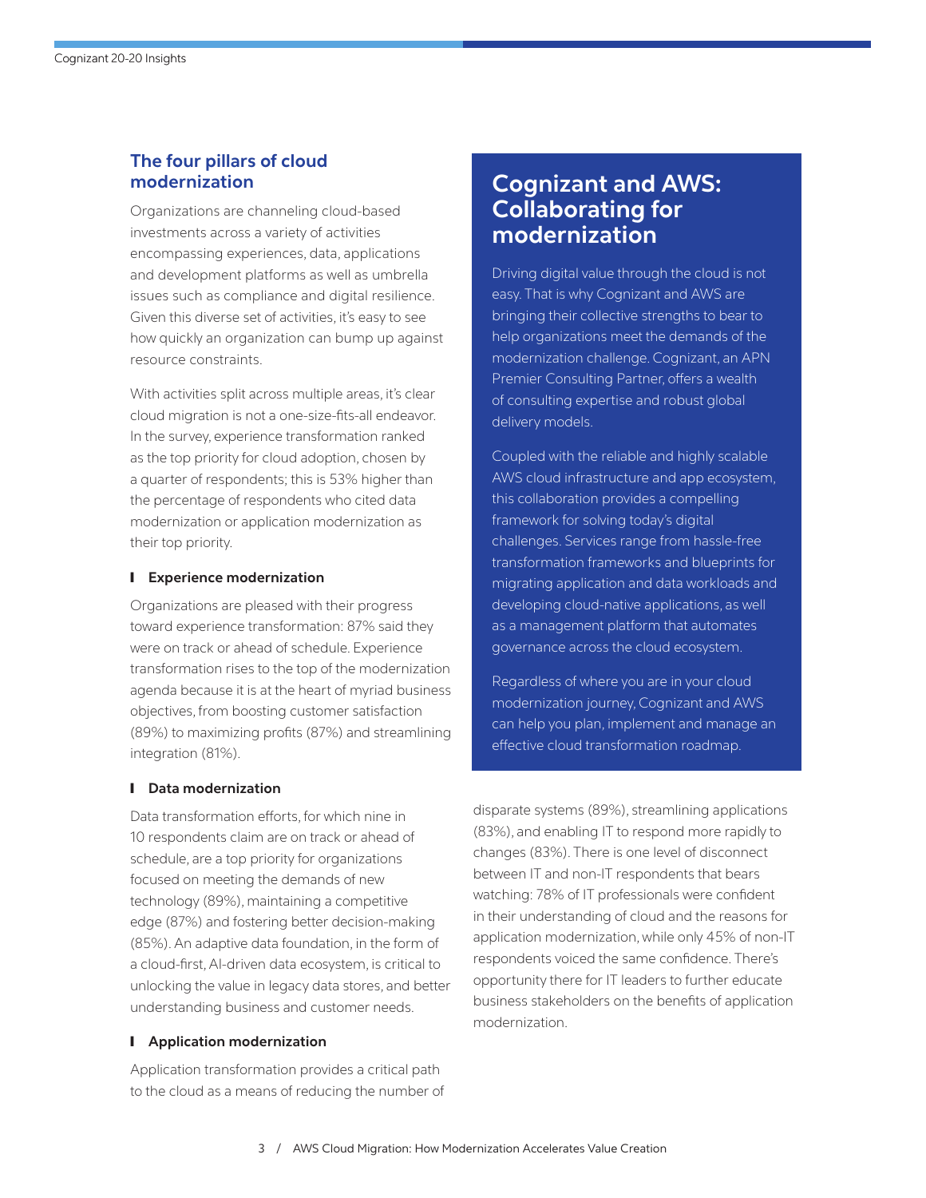## The four pillars of cloud modernization

Organizations are channeling cloud-based investments across a variety of activities encompassing experiences, data, applications and development platforms as well as umbrella issues such as compliance and digital resilience. Given this diverse set of activities, it's easy to see how quickly an organization can bump up against resource constraints.

With activities split across multiple areas, it's clear cloud migration is not a one-size-fits-all endeavor. In the survey, experience transformation ranked as the top priority for cloud adoption, chosen by a quarter of respondents; this is 53% higher than the percentage of respondents who cited data modernization or application modernization as their top priority.

### Experience modernization

Organizations are pleased with their progress toward experience transformation: 87% said they were on track or ahead of schedule. Experience transformation rises to the top of the modernization agenda because it is at the heart of myriad business objectives, from boosting customer satisfaction (89%) to maximizing profits (87%) and streamlining integration (81%).

### Data modernization

Data transformation efforts, for which nine in 10 respondents claim are on track or ahead of schedule, are a top priority for organizations focused on meeting the demands of new technology (89%), maintaining a competitive edge (87%) and fostering better decision-making (85%). An adaptive data foundation, in the form of a cloud-first, AI-driven data ecosystem, is critical to unlocking the value in legacy data stores, and better understanding business and customer needs.

### Application modernization

Application transformation provides a critical path to the cloud as a means of reducing the number of disparate systems (89%), streamlining applications (83%), and enabling IT to respond more rapidly to changes (83%). There is one level of disconnect between IT and non-IT respondents that bears watching: 78% of IT professionals were confident in their understanding of cloud and the reasons for application modernization, while only 45% of non-IT respondents voiced the same confidence. There's opportunity there for IT leaders to further educate business stakeholders on the benefits of application modernization.

## Cognizant and AWS: Collaborating for modernization

Driving digital value through the cloud is not easy. That is why Cognizant and AWS are bringing their collective strengths to bear to help organizations meet the demands of the modernization challenge. Cognizant, an APN Premier Consulting Partner, offers a wealth of consulting expertise and robust global delivery models.

Coupled with the reliable and highly scalable AWS cloud infrastructure and app ecosystem, this collaboration provides a compelling framework for solving today's digital challenges. Services range from hassle-free transformation frameworks and blueprints for migrating application and data workloads and developing cloud-native applications, as well as a management platform that automates governance across the cloud ecosystem.

Regardless of where you are in your cloud modernization journey, Cognizant and AWS can help you plan, implement and manage an effective cloud transformation roadmap.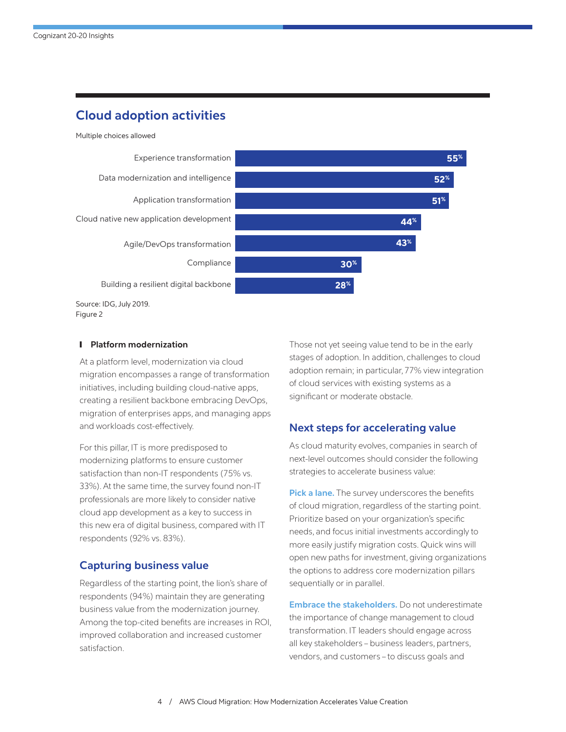## Cloud adoption activities

Multiple choices allowed

| Activity | Percentage |
| --- | --- |
| Experience transformation | 55% |
| Data modernization and intelligence | 52% |
| Application transformation | 51% |
| Cloud native new application development | 44% |
| Agile/DevOps transformation | 43% |
| Compliance | 30% |
| Building a resilient digital backbone | 28% |

Source: IDG, July 2019.
Figure 2

### Platform modernization

At a platform level, modernization via cloud migration encompasses a range of transformation initiatives, including building cloud-native apps, creating a resilient backbone embracing DevOps, migration of enterprises apps, and managing apps and workloads cost-effectively.

For this pillar, IT is more predisposed to modernizing platforms to ensure customer satisfaction than non-IT respondents (75% vs. 33%). At the same time, the survey found non-IT professionals are more likely to consider native cloud app development as a key to success in this new era of digital business, compared with IT respondents (92% vs. 83%).

## Capturing business value

Regardless of the starting point, the lion's share of respondents (94%) maintain they are generating business value from the modernization journey. Among the top-cited benefits are increases in ROI, improved collaboration and increased customer satisfaction.

Those not yet seeing value tend to be in the early stages of adoption. In addition, challenges to cloud adoption remain; in particular, 77% view integration of cloud services with existing systems as a significant or moderate obstacle.

## Next steps for accelerating value

As cloud maturity evolves, companies in search of next-level outcomes should consider the following strategies to accelerate business value:

**Pick a lane.** The survey underscores the benefits of cloud migration, regardless of the starting point. Prioritize based on your organization's specific needs, and focus initial investments accordingly to more easily justify migration costs. Quick wins will open new paths for investment, giving organizations the options to address core modernization pillars sequentially or in parallel.

**Embrace the stakeholders.** Do not underestimate the importance of change management to cloud transformation. IT leaders should engage across all key stakeholders – business leaders, partners, vendors, and customers – to discuss goals and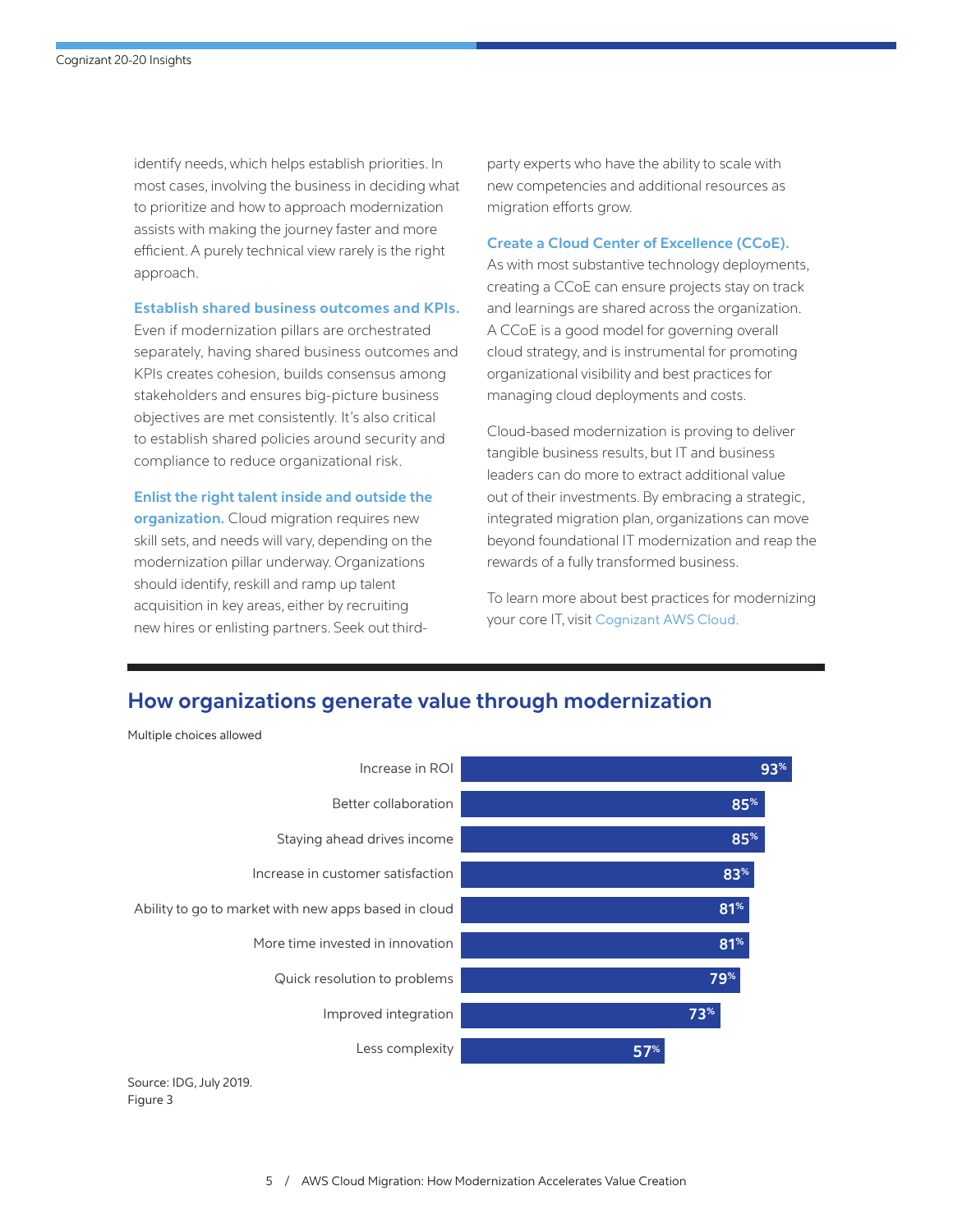identify needs, which helps establish priorities. In most cases, involving the business in deciding what to prioritize and how to approach modernization assists with making the journey faster and more efficient. A purely technical view rarely is the right approach.

**Establish shared business outcomes and KPIs.** Even if modernization pillars are orchestrated separately, having shared business outcomes and KPIs creates cohesion, builds consensus among stakeholders and ensures big-picture business objectives are met consistently. It's also critical to establish shared policies around security and compliance to reduce organizational risk.

**Enlist the right talent inside and outside the organization.** Cloud migration requires new skill sets, and needs will vary, depending on the modernization pillar underway. Organizations should identify, reskill and ramp up talent acquisition in key areas, either by recruiting new hires or enlisting partners. Seek out third-party experts who have the ability to scale with new competencies and additional resources as migration efforts grow.

**Create a Cloud Center of Excellence (CCoE).** As with most substantive technology deployments, creating a CCoE can ensure projects stay on track and learnings are shared across the organization. A CCoE is a good model for governing overall cloud strategy, and is instrumental for promoting organizational visibility and best practices for managing cloud deployments and costs.

Cloud-based modernization is proving to deliver tangible business results, but IT and business leaders can do more to extract additional value out of their investments. By embracing a strategic, integrated migration plan, organizations can move beyond foundational IT modernization and reap the rewards of a fully transformed business.

To learn more about best practices for modernizing your core IT, visit Cognizant AWS Cloud.

## How organizations generate value through modernization

Multiple choices allowed

| Value | Percentage |
|---|---|
| Increase in ROI | 93% |
| Better collaboration | 85% |
| Staying ahead drives income | 85% |
| Increase in customer satisfaction | 83% |
| Ability to go to market with new apps based in cloud | 81% |
| More time invested in innovation | 81% |
| Quick resolution to problems | 79% |
| Improved integration | 73% |
| Less complexity | 57% |

Source: IDG, July 2019.
Figure 3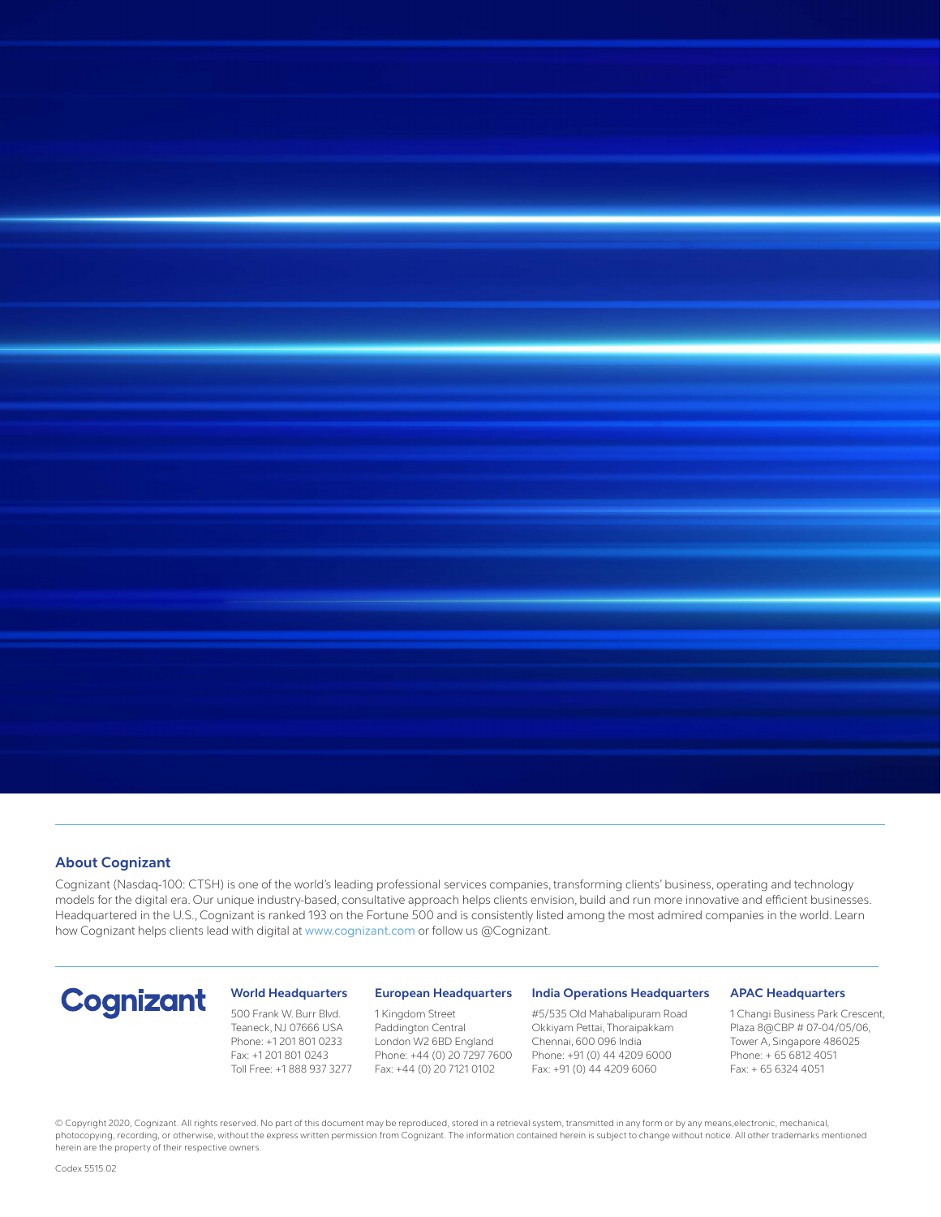## About Cognizant

Cognizant (Nasdaq-100: CTSH) is one of the world's leading professional services companies, transforming clients' business, operating and technology models for the digital era. Our unique industry-based, consultative approach helps clients envision, build and run more innovative and efficient businesses. Headquartered in the U.S., Cognizant is ranked 193 on the Fortune 500 and is consistently listed among the most admired companies in the world. Learn how Cognizant helps clients lead with digital at www.cognizant.com or follow us @Cognizant.

**Cognizant**

**World Headquarters**
500 Frank W. Burr Blvd.
Teaneck, NJ 07666 USA
Phone: +1 201 801 0233
Fax: +1 201 801 0243
Toll Free: +1 888 937 3277

**European Headquarters**
1 Kingdom Street
Paddington Central
London W2 6BD England
Phone: +44 (0) 20 7297 7600
Fax: +44 (0) 20 7121 0102

**India Operations Headquarters**
#5/535 Old Mahabalipuram Road
Okkiyam Pettai, Thoraipakkam
Chennai, 600 096 India
Phone: +91 (0) 44 4209 6000
Fax: +91 (0) 44 4209 6060

**APAC Headquarters**
1 Changi Business Park Crescent,
Plaza 8@CBP # 07-04/05/06,
Tower A, Singapore 486025
Phone: + 65 6812 4051
Fax: + 65 6324 4051

© Copyright 2020, Cognizant. All rights reserved. No part of this document may be reproduced, stored in a retrieval system, transmitted in any form or by any means,electronic, mechanical, photocopying, recording, or otherwise, without the express written permission from Cognizant. The information contained herein is subject to change without notice. All other trademarks mentioned herein are the property of their respective owners.

Codex 5515.02